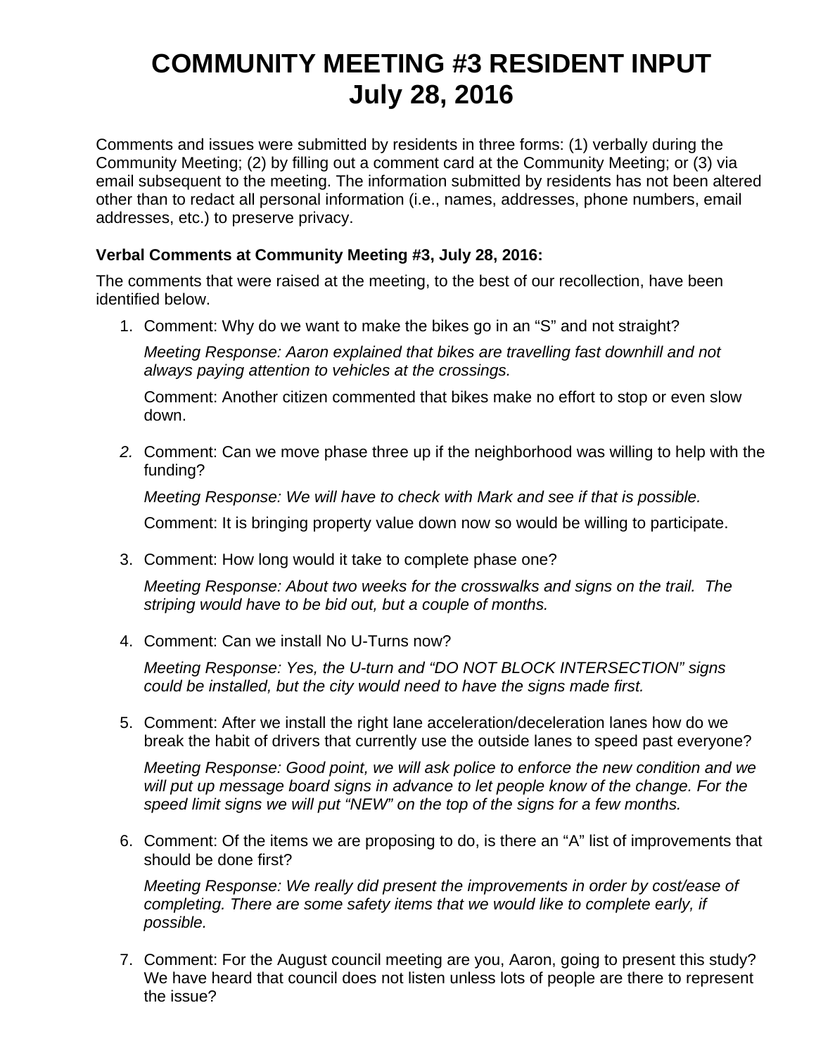# COMMUNITY MEETING #3 RESIDENT INPUT
# July 28, 2016

Comments and issues were submitted by residents in three forms: (1) verbally during the Community Meeting; (2) by filling out a comment card at the Community Meeting; or (3) via email subsequent to the meeting. The information submitted by residents has not been altered other than to redact all personal information (i.e., names, addresses, phone numbers, email addresses, etc.) to preserve privacy.

**Verbal Comments at Community Meeting #3, July 28, 2016:**

The comments that were raised at the meeting, to the best of our recollection, have been identified below.

1. Comment: Why do we want to make the bikes go in an “S” and not straight?

   *Meeting Response: Aaron explained that bikes are travelling fast downhill and not always paying attention to vehicles at the crossings.*

   Comment: Another citizen commented that bikes make no effort to stop or even slow down.

2. Comment: Can we move phase three up if the neighborhood was willing to help with the funding?

   *Meeting Response: We will have to check with Mark and see if that is possible.*

   Comment: It is bringing property value down now so would be willing to participate.

3. Comment: How long would it take to complete phase one?

   *Meeting Response: About two weeks for the crosswalks and signs on the trail. The striping would have to be bid out, but a couple of months.*

4. Comment: Can we install No U-Turns now?

   *Meeting Response: Yes, the U-turn and “DO NOT BLOCK INTERSECTION” signs could be installed, but the city would need to have the signs made first.*

5. Comment: After we install the right lane acceleration/deceleration lanes how do we break the habit of drivers that currently use the outside lanes to speed past everyone?

   *Meeting Response: Good point, we will ask police to enforce the new condition and we will put up message board signs in advance to let people know of the change. For the speed limit signs we will put “NEW” on the top of the signs for a few months.*

6. Comment: Of the items we are proposing to do, is there an “A” list of improvements that should be done first?

   *Meeting Response: We really did present the improvements in order by cost/ease of completing. There are some safety items that we would like to complete early, if possible.*

7. Comment: For the August council meeting are you, Aaron, going to present this study? We have heard that council does not listen unless lots of people are there to represent the issue?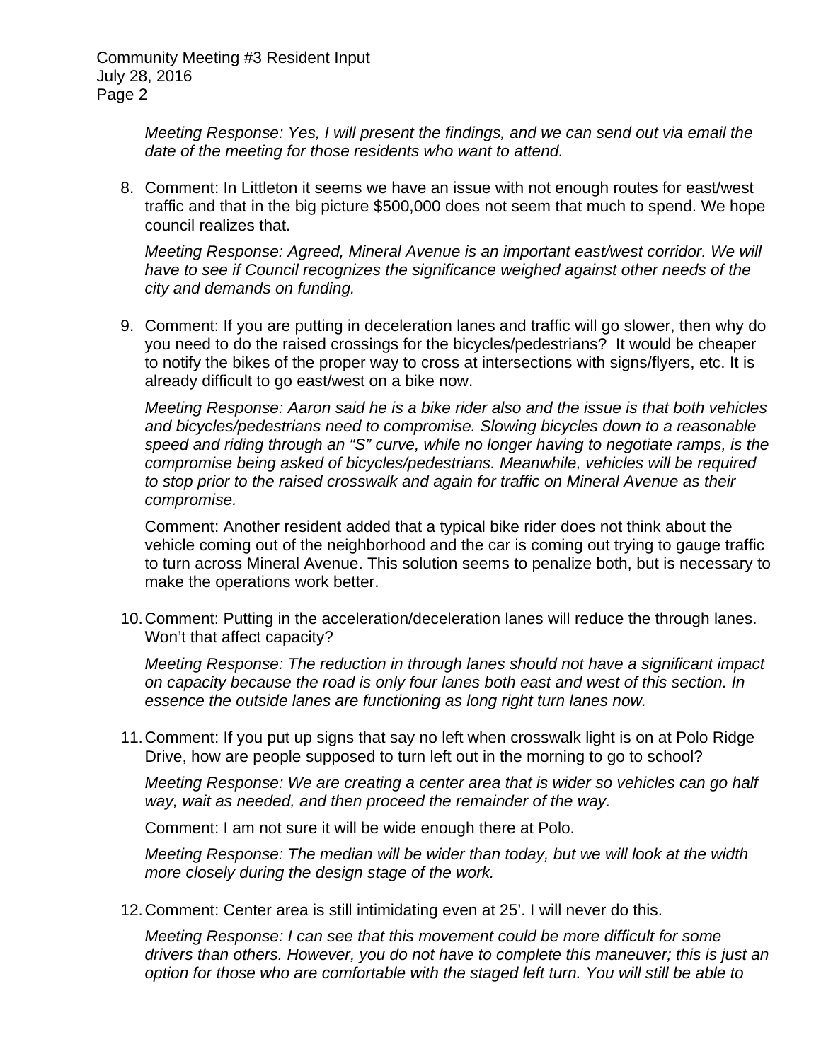*Meeting Response: Yes, I will present the findings, and we can send out via email the date of the meeting for those residents who want to attend.*

8. Comment: In Littleton it seems we have an issue with not enough routes for east/west traffic and that in the big picture $500,000 does not seem that much to spend. We hope council realizes that.

   *Meeting Response: Agreed, Mineral Avenue is an important east/west corridor. We will have to see if Council recognizes the significance weighed against other needs of the city and demands on funding.*

9. Comment: If you are putting in deceleration lanes and traffic will go slower, then why do you need to do the raised crossings for the bicycles/pedestrians? It would be cheaper to notify the bikes of the proper way to cross at intersections with signs/flyers, etc. It is already difficult to go east/west on a bike now.

   *Meeting Response: Aaron said he is a bike rider also and the issue is that both vehicles and bicycles/pedestrians need to compromise. Slowing bicycles down to a reasonable speed and riding through an "S" curve, while no longer having to negotiate ramps, is the compromise being asked of bicycles/pedestrians. Meanwhile, vehicles will be required to stop prior to the raised crosswalk and again for traffic on Mineral Avenue as their compromise.*

   Comment: Another resident added that a typical bike rider does not think about the vehicle coming out of the neighborhood and the car is coming out trying to gauge traffic to turn across Mineral Avenue. This solution seems to penalize both, but is necessary to make the operations work better.

10. Comment: Putting in the acceleration/deceleration lanes will reduce the through lanes. Won't that affect capacity?

    *Meeting Response: The reduction in through lanes should not have a significant impact on capacity because the road is only four lanes both east and west of this section. In essence the outside lanes are functioning as long right turn lanes now.*

11. Comment: If you put up signs that say no left when crosswalk light is on at Polo Ridge Drive, how are people supposed to turn left out in the morning to go to school?

    *Meeting Response: We are creating a center area that is wider so vehicles can go half way, wait as needed, and then proceed the remainder of the way.*

    Comment: I am not sure it will be wide enough there at Polo.

    *Meeting Response: The median will be wider than today, but we will look at the width more closely during the design stage of the work.*

12. Comment: Center area is still intimidating even at 25'. I will never do this.

    *Meeting Response: I can see that this movement could be more difficult for some drivers than others. However, you do not have to complete this maneuver; this is just an option for those who are comfortable with the staged left turn. You will still be able to*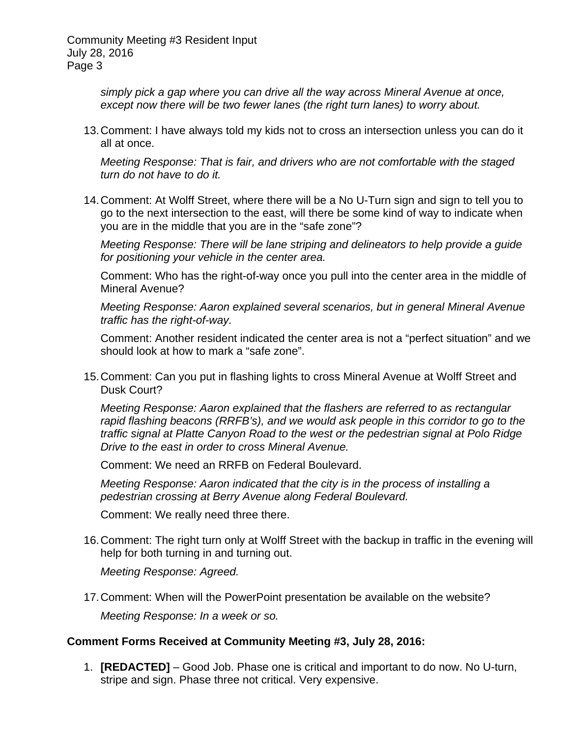*simply pick a gap where you can drive all the way across Mineral Avenue at once, except now there will be two fewer lanes (the right turn lanes) to worry about.*

13. Comment: I have always told my kids not to cross an intersection unless you can do it all at once.

    *Meeting Response: That is fair, and drivers who are not comfortable with the staged turn do not have to do it.*

14. Comment: At Wolff Street, where there will be a No U-Turn sign and sign to tell you to go to the next intersection to the east, will there be some kind of way to indicate when you are in the middle that you are in the "safe zone"?

    *Meeting Response: There will be lane striping and delineators to help provide a guide for positioning your vehicle in the center area.*

    Comment: Who has the right-of-way once you pull into the center area in the middle of Mineral Avenue?

    *Meeting Response: Aaron explained several scenarios, but in general Mineral Avenue traffic has the right-of-way.*

    Comment: Another resident indicated the center area is not a "perfect situation" and we should look at how to mark a "safe zone".

15. Comment: Can you put in flashing lights to cross Mineral Avenue at Wolff Street and Dusk Court?

    *Meeting Response: Aaron explained that the flashers are referred to as rectangular rapid flashing beacons (RRFB's), and we would ask people in this corridor to go to the traffic signal at Platte Canyon Road to the west or the pedestrian signal at Polo Ridge Drive to the east in order to cross Mineral Avenue.*

    Comment: We need an RRFB on Federal Boulevard.

    *Meeting Response: Aaron indicated that the city is in the process of installing a pedestrian crossing at Berry Avenue along Federal Boulevard.*

    Comment: We really need three there.

16. Comment: The right turn only at Wolff Street with the backup in traffic in the evening will help for both turning in and turning out.

    *Meeting Response: Agreed.*

17. Comment: When will the PowerPoint presentation be available on the website?

    *Meeting Response: In a week or so.*

**Comment Forms Received at Community Meeting #3, July 28, 2016:**

1. **[REDACTED]** – Good Job. Phase one is critical and important to do now. No U-turn, stripe and sign. Phase three not critical. Very expensive.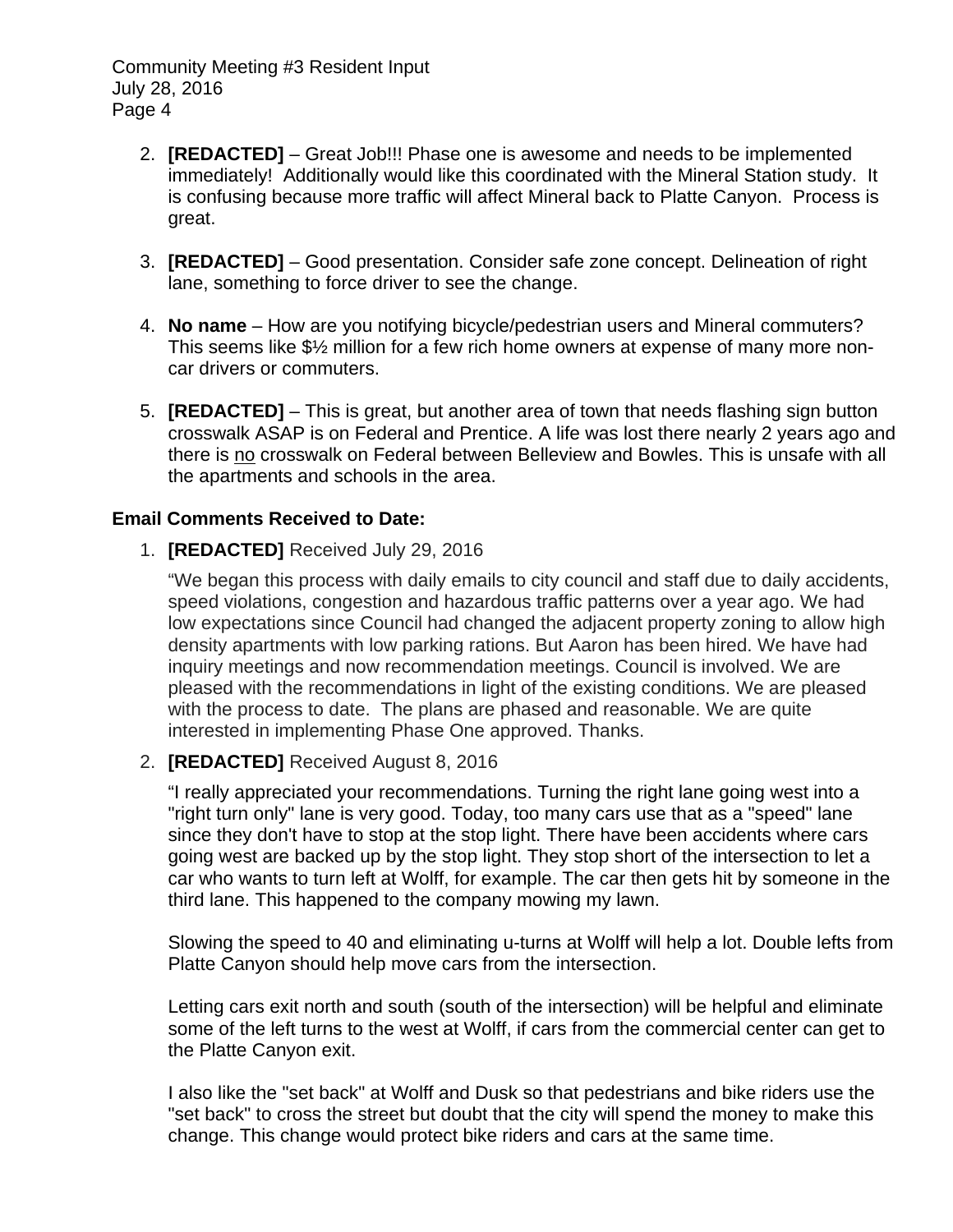2. **[REDACTED]** – Great Job!!! Phase one is awesome and needs to be implemented immediately! Additionally would like this coordinated with the Mineral Station study. It is confusing because more traffic will affect Mineral back to Platte Canyon. Process is great.

3. **[REDACTED]** – Good presentation. Consider safe zone concept. Delineation of right lane, something to force driver to see the change.

4. **No name** – How are you notifying bicycle/pedestrian users and Mineral commuters? This seems like $½ million for a few rich home owners at expense of many more non-car drivers or commuters.

5. **[REDACTED]** – This is great, but another area of town that needs flashing sign button crosswalk ASAP is on Federal and Prentice. A life was lost there nearly 2 years ago and there is <u>no</u> crosswalk on Federal between Belleview and Bowles. This is unsafe with all the apartments and schools in the area.

**Email Comments Received to Date:**

1. **[REDACTED]** Received July 29, 2016

   "We began this process with daily emails to city council and staff due to daily accidents, speed violations, congestion and hazardous traffic patterns over a year ago. We had low expectations since Council had changed the adjacent property zoning to allow high density apartments with low parking rations. But Aaron has been hired. We have had inquiry meetings and now recommendation meetings. Council is involved. We are pleased with the recommendations in light of the existing conditions. We are pleased with the process to date. The plans are phased and reasonable. We are quite interested in implementing Phase One approved. Thanks.

2. **[REDACTED]** Received August 8, 2016

   "I really appreciated your recommendations. Turning the right lane going west into a "right turn only" lane is very good. Today, too many cars use that as a "speed" lane since they don't have to stop at the stop light. There have been accidents where cars going west are backed up by the stop light. They stop short of the intersection to let a car who wants to turn left at Wolff, for example. The car then gets hit by someone in the third lane. This happened to the company mowing my lawn.

   Slowing the speed to 40 and eliminating u-turns at Wolff will help a lot. Double lefts from Platte Canyon should help move cars from the intersection.

   Letting cars exit north and south (south of the intersection) will be helpful and eliminate some of the left turns to the west at Wolff, if cars from the commercial center can get to the Platte Canyon exit.

   I also like the "set back" at Wolff and Dusk so that pedestrians and bike riders use the "set back" to cross the street but doubt that the city will spend the money to make this change. This change would protect bike riders and cars at the same time.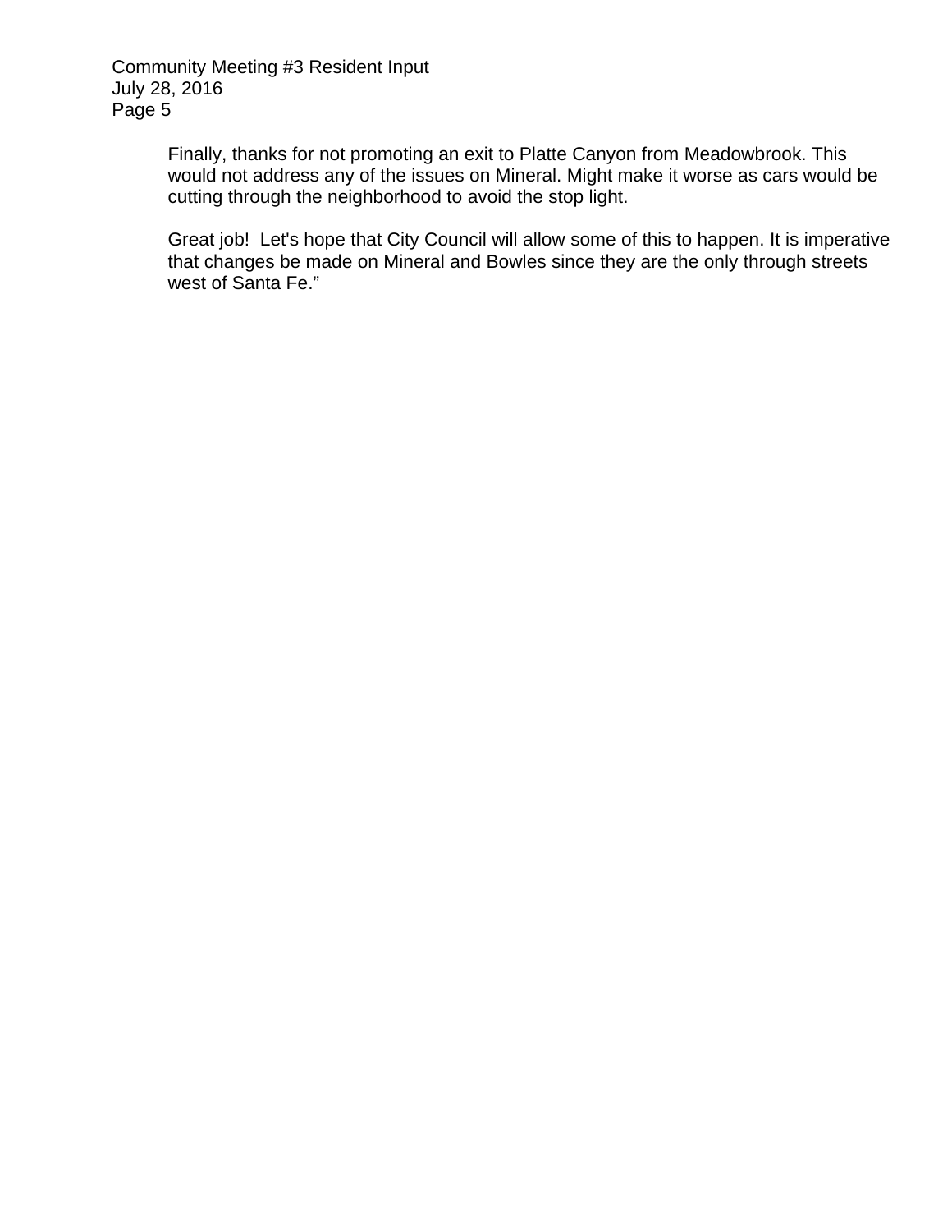Finally, thanks for not promoting an exit to Platte Canyon from Meadowbrook. This would not address any of the issues on Mineral. Might make it worse as cars would be cutting through the neighborhood to avoid the stop light.

Great job! Let's hope that City Council will allow some of this to happen. It is imperative that changes be made on Mineral and Bowles since they are the only through streets west of Santa Fe."